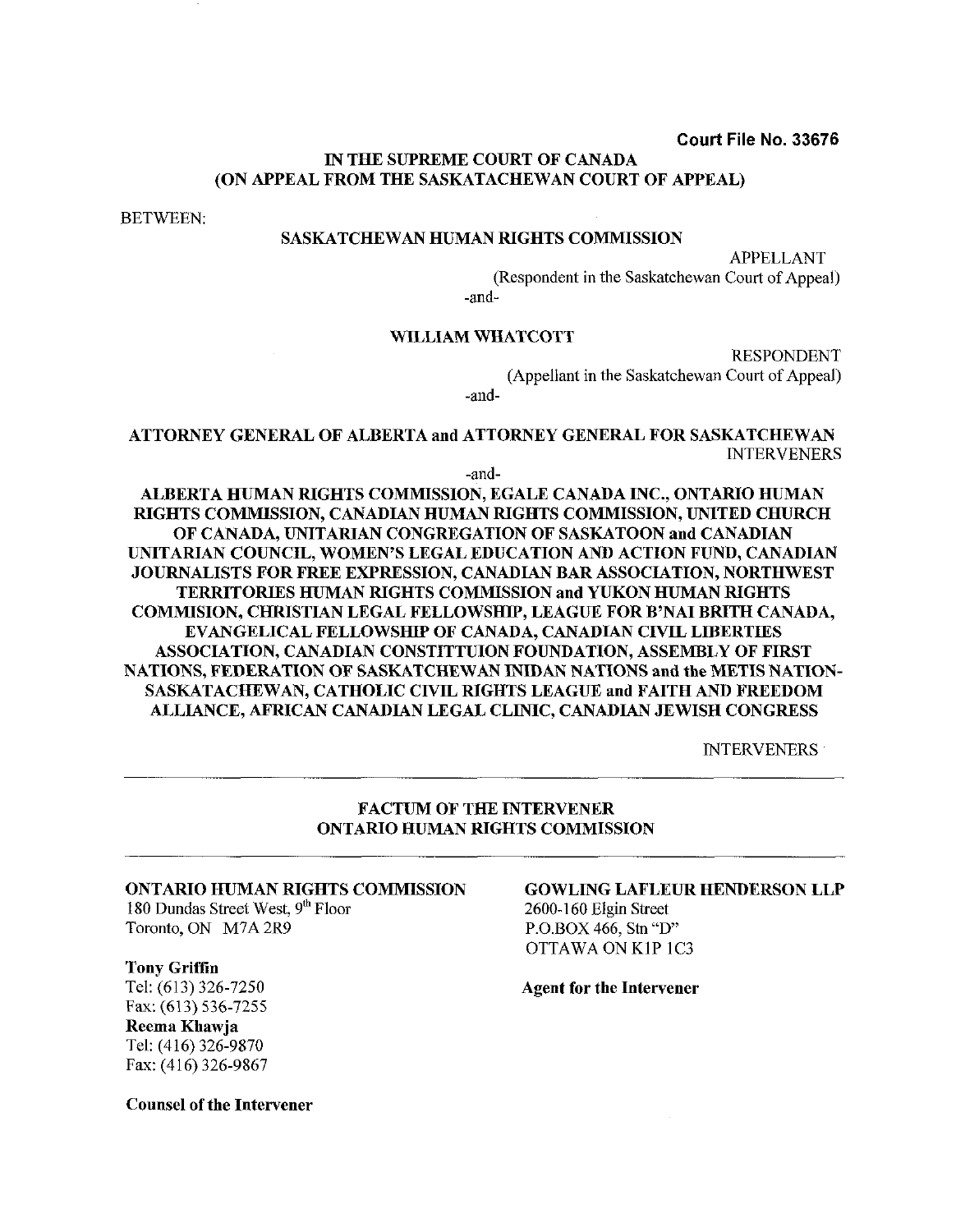**Court File No. 33676**

**IN THE SUPREME COURT OF CANADA**
**(ON APPEAL FROM THE SASKATACHEWAN COURT OF APPEAL)**

BETWEEN:

**SASKATCHEWAN HUMAN RIGHTS COMMISSION**

APPELLANT
(Respondent in the Saskatchewan Court of Appeal)

-and-

**WILLIAM WHATCOTT**

RESPONDENT
(Appellant in the Saskatchewan Court of Appeal)

-and-

**ATTORNEY GENERAL OF ALBERTA and ATTORNEY GENERAL FOR SASKATCHEWAN**
INTERVENERS

-and-

**ALBERTA HUMAN RIGHTS COMMISSION, EGALE CANADA INC., ONTARIO HUMAN RIGHTS COMMISSION, CANADIAN HUMAN RIGHTS COMMISSION, UNITED CHURCH OF CANADA, UNITARIAN CONGREGATION OF SASKATOON and CANADIAN UNITARIAN COUNCIL, WOMEN'S LEGAL EDUCATION AND ACTION FUND, CANADIAN JOURNALISTS FOR FREE EXPRESSION, CANADIAN BAR ASSOCIATION, NORTHWEST TERRITORIES HUMAN RIGHTS COMMISSION and YUKON HUMAN RIGHTS COMMISION, CHRISTIAN LEGAL FELLOWSHIP, LEAGUE FOR B'NAI BRITH CANADA, EVANGELICAL FELLOWSHIP OF CANADA, CANADIAN CIVIL LIBERTIES ASSOCIATION, CANADIAN CONSTITTUION FOUNDATION, ASSEMBLY OF FIRST NATIONS, FEDERATION OF SASKATCHEWAN INIDAN NATIONS and the METIS NATION-SASKATACHEWAN, CATHOLIC CIVIL RIGHTS LEAGUE and FAITH AND FREEDOM ALLIANCE, AFRICAN CANADIAN LEGAL CLINIC, CANADIAN JEWISH CONGRESS**

INTERVENERS

---

**FACTUM OF THE INTERVENER**
**ONTARIO HUMAN RIGHTS COMMISSION**

---

**ONTARIO HUMAN RIGHTS COMMISSION**
180 Dundas Street West, 9th Floor
Toronto, ON M7A 2R9

**Tony Griffin**
Tel: (613) 326-7250
Fax: (613) 536-7255
**Reema Khawja**
Tel: (416) 326-9870
Fax: (416) 326-9867

**Counsel of the Intervener**

**GOWLING LAFLEUR HENDERSON LLP**
2600-160 Elgin Street
P.O.BOX 466, Stn "D"
OTTAWA ON K1P 1C3

**Agent for the Intervener**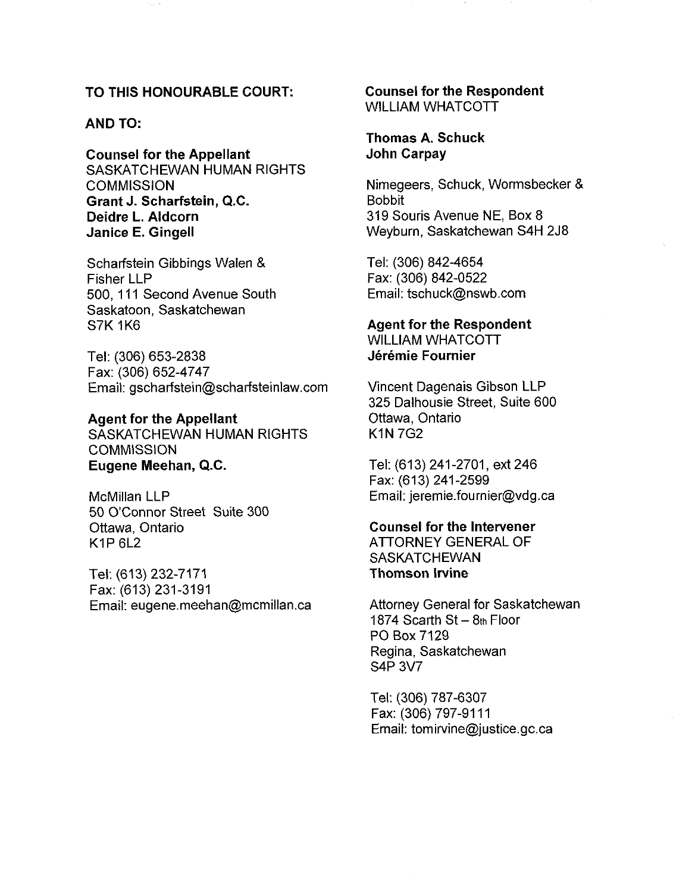**TO THIS HONOURABLE COURT:**

**AND TO:**

**Counsel for the Appellant**
SASKATCHEWAN HUMAN RIGHTS COMMISSION
**Grant J. Scharfstein, Q.C.**
**Deidre L. Aldcorn**
**Janice E. Gingell**

Scharfstein Gibbings Walen & Fisher LLP
500, 111 Second Avenue South
Saskatoon, Saskatchewan
S7K 1K6

Tel: (306) 653-2838
Fax: (306) 652-4747
Email: gscharfstein@scharfsteinlaw.com

**Agent for the Appellant**
SASKATCHEWAN HUMAN RIGHTS COMMISSION
**Eugene Meehan, Q.C.**

McMillan LLP
50 O'Connor Street Suite 300
Ottawa, Ontario
K1P 6L2

Tel: (613) 232-7171
Fax: (613) 231-3191
Email: eugene.meehan@mcmillan.ca

**Counsel for the Respondent**
WILLIAM WHATCOTT

**Thomas A. Schuck**
**John Carpay**

Nimegeers, Schuck, Wormsbecker & Bobbit
319 Souris Avenue NE, Box 8
Weyburn, Saskatchewan S4H 2J8

Tel: (306) 842-4654
Fax: (306) 842-0522
Email: tschuck@nswb.com

**Agent for the Respondent**
WILLIAM WHATCOTT
**Jérémie Fournier**

Vincent Dagenais Gibson LLP
325 Dalhousie Street, Suite 600
Ottawa, Ontario
K1N 7G2

Tel: (613) 241-2701, ext 246
Fax: (613) 241-2599
Email: jeremie.fournier@vdg.ca

**Counsel for the Intervener**
ATTORNEY GENERAL OF SASKATCHEWAN
**Thomson Irvine**

Attorney General for Saskatchewan
1874 Scarth St – 8th Floor
PO Box 7129
Regina, Saskatchewan
S4P 3V7

Tel: (306) 787-6307
Fax: (306) 797-9111
Email: tomirvine@justice.gc.ca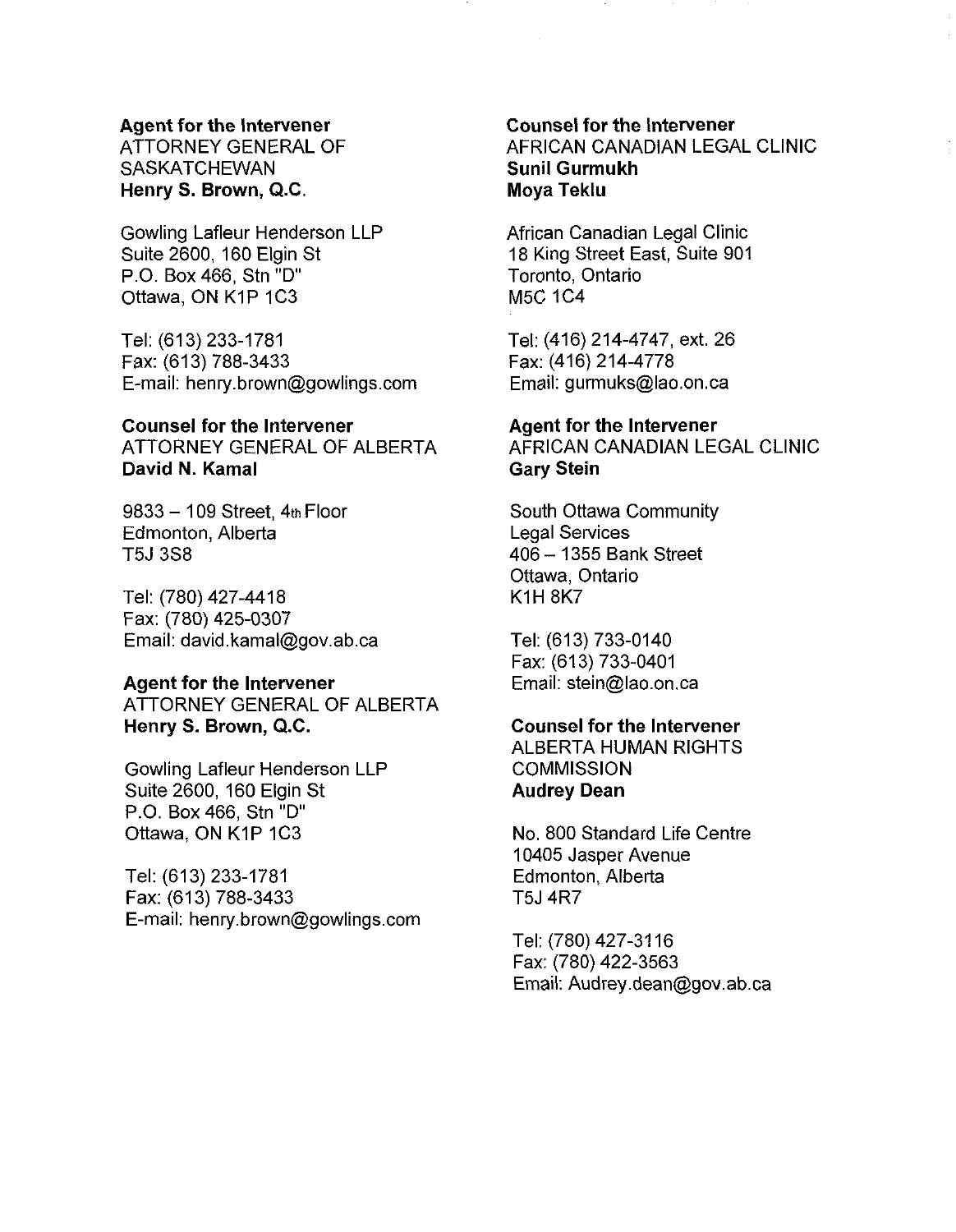**Agent for the Intervener**
ATTORNEY GENERAL OF SASKATCHEWAN
**Henry S. Brown, Q.C.**

Gowling Lafleur Henderson LLP
Suite 2600, 160 Elgin St
P.O. Box 466, Stn "D"
Ottawa, ON K1P 1C3

Tel: (613) 233-1781
Fax: (613) 788-3433
E-mail: henry.brown@gowlings.com

**Counsel for the Intervener**
ATTORNEY GENERAL OF ALBERTA
**David N. Kamal**

9833 – 109 Street, 4th Floor
Edmonton, Alberta
T5J 3S8

Tel: (780) 427-4418
Fax: (780) 425-0307
Email: david.kamal@gov.ab.ca

**Agent for the Intervener**
ATTORNEY GENERAL OF ALBERTA
**Henry S. Brown, Q.C.**

Gowling Lafleur Henderson LLP
Suite 2600, 160 Elgin St
P.O. Box 466, Stn "D"
Ottawa, ON K1P 1C3

Tel: (613) 233-1781
Fax: (613) 788-3433
E-mail: henry.brown@gowlings.com

**Counsel for the Intervener**
AFRICAN CANADIAN LEGAL CLINIC
**Sunil Gurmukh**
**Moya Teklu**

African Canadian Legal Clinic
18 King Street East, Suite 901
Toronto, Ontario
M5C 1C4

Tel: (416) 214-4747, ext. 26
Fax: (416) 214-4778
Email: gurmuks@lao.on.ca

**Agent for the Intervener**
AFRICAN CANADIAN LEGAL CLINIC
**Gary Stein**

South Ottawa Community
Legal Services
406 – 1355 Bank Street
Ottawa, Ontario
K1H 8K7

Tel: (613) 733-0140
Fax: (613) 733-0401
Email: stein@lao.on.ca

**Counsel for the Intervener**
ALBERTA HUMAN RIGHTS COMMISSION
**Audrey Dean**

No. 800 Standard Life Centre
10405 Jasper Avenue
Edmonton, Alberta
T5J 4R7

Tel: (780) 427-3116
Fax: (780) 422-3563
Email: Audrey.dean@gov.ab.ca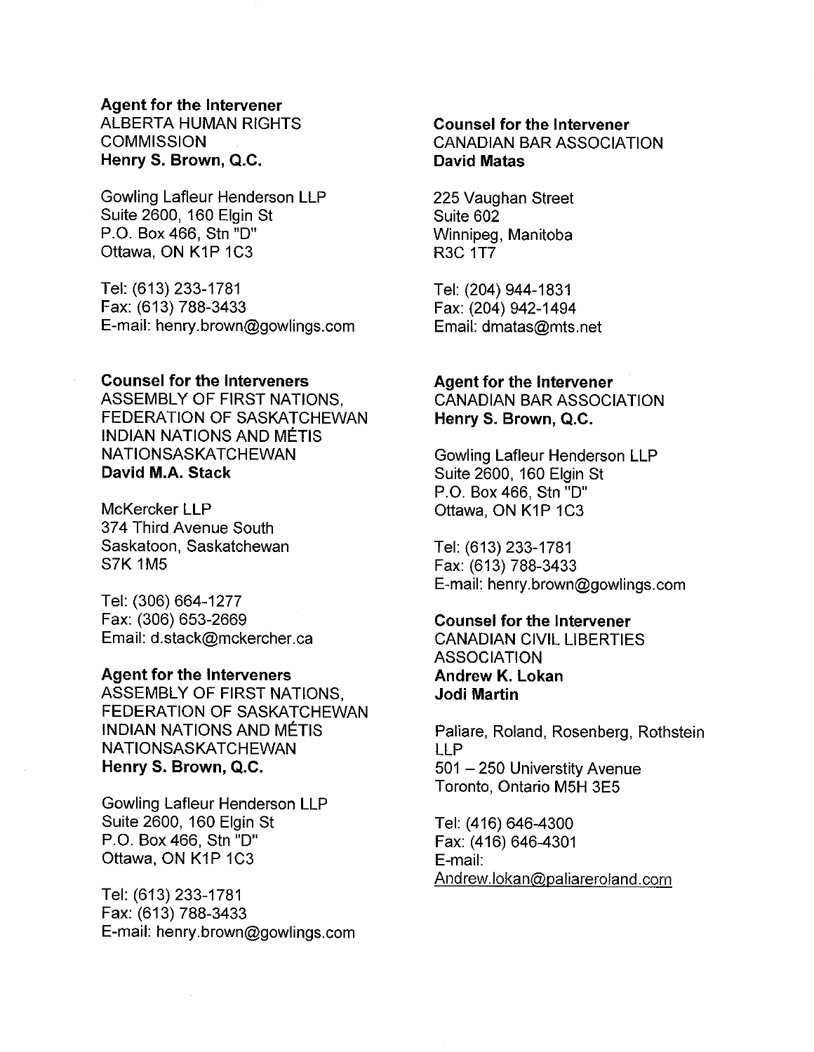**Agent for the Intervener**
ALBERTA HUMAN RIGHTS COMMISSION
**Henry S. Brown, Q.C.**

Gowling Lafleur Henderson LLP
Suite 2600, 160 Elgin St
P.O. Box 466, Stn "D"
Ottawa, ON K1P 1C3

Tel: (613) 233-1781
Fax: (613) 788-3433
E-mail: henry.brown@gowlings.com

**Counsel for the Interveners**
ASSEMBLY OF FIRST NATIONS, FEDERATION OF SASKATCHEWAN INDIAN NATIONS AND MÉTIS NATIONSASKATCHEWAN
**David M.A. Stack**

McKercker LLP
374 Third Avenue South
Saskatoon, Saskatchewan
S7K 1M5

Tel: (306) 664-1277
Fax: (306) 653-2669
Email: d.stack@mckercher.ca

**Agent for the Interveners**
ASSEMBLY OF FIRST NATIONS, FEDERATION OF SASKATCHEWAN INDIAN NATIONS AND MÉTIS NATIONSASKATCHEWAN
**Henry S. Brown, Q.C.**

Gowling Lafleur Henderson LLP
Suite 2600, 160 Elgin St
P.O. Box 466, Stn "D"
Ottawa, ON K1P 1C3

Tel: (613) 233-1781
Fax: (613) 788-3433
E-mail: henry.brown@gowlings.com

**Counsel for the Intervener**
CANADIAN BAR ASSOCIATION
**David Matas**

225 Vaughan Street
Suite 602
Winnipeg, Manitoba
R3C 1T7

Tel: (204) 944-1831
Fax: (204) 942-1494
Email: dmatas@mts.net

**Agent for the Intervener**
CANADIAN BAR ASSOCIATION
**Henry S. Brown, Q.C.**

Gowling Lafleur Henderson LLP
Suite 2600, 160 Elgin St
P.O. Box 466, Stn "D"
Ottawa, ON K1P 1C3

Tel: (613) 233-1781
Fax: (613) 788-3433
E-mail: henry.brown@gowlings.com

**Counsel for the Intervener**
CANADIAN CIVIL LIBERTIES ASSOCIATION
**Andrew K. Lokan**
**Jodi Martin**

Paliare, Roland, Rosenberg, Rothstein LLP
501 – 250 Universtity Avenue
Toronto, Ontario M5H 3E5

Tel: (416) 646-4300
Fax: (416) 646-4301
E-mail:
Andrew.lokan@paliareroland.com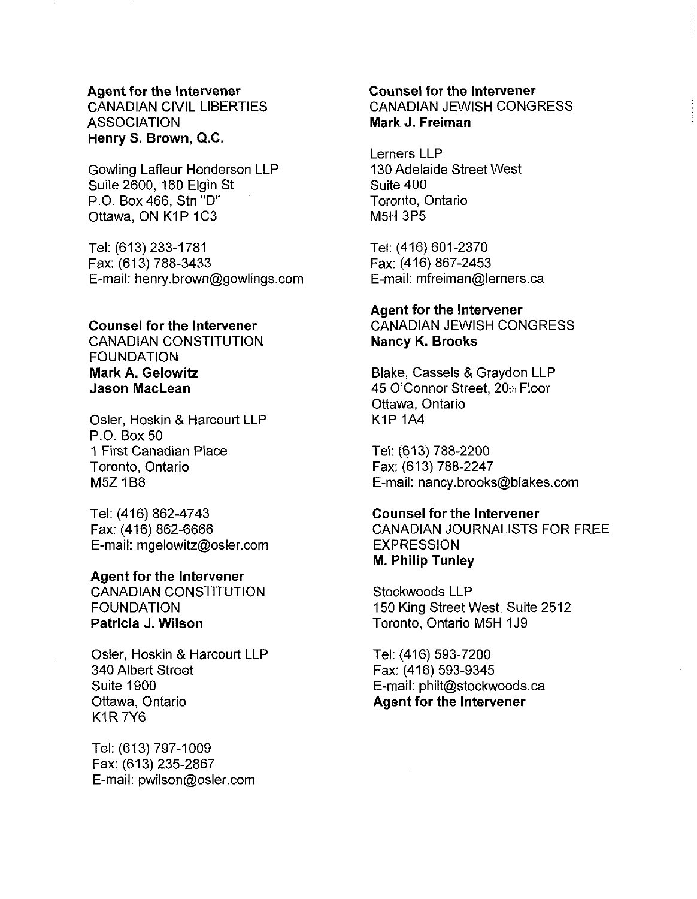**Agent for the Intervener**
CANADIAN CIVIL LIBERTIES ASSOCIATION
**Henry S. Brown, Q.C.**

Gowling Lafleur Henderson LLP
Suite 2600, 160 Elgin St
P.O. Box 466, Stn "D"
Ottawa, ON K1P 1C3

Tel: (613) 233-1781
Fax: (613) 788-3433
E-mail: henry.brown@gowlings.com

**Counsel for the Intervener**
CANADIAN CONSTITUTION FOUNDATION
**Mark A. Gelowitz**
**Jason MacLean**

Osler, Hoskin & Harcourt LLP
P.O. Box 50
1 First Canadian Place
Toronto, Ontario
M5Z 1B8

Tel: (416) 862-4743
Fax: (416) 862-6666
E-mail: mgelowitz@osler.com

**Agent for the Intervener**
CANADIAN CONSTITUTION FOUNDATION
**Patricia J. Wilson**

Osler, Hoskin & Harcourt LLP
340 Albert Street
Suite 1900
Ottawa, Ontario
K1R 7Y6

Tel: (613) 797-1009
Fax: (613) 235-2867
E-mail: pwilson@osler.com

**Counsel for the Intervener**
CANADIAN JEWISH CONGRESS
**Mark J. Freiman**

Lerners LLP
130 Adelaide Street West
Suite 400
Toronto, Ontario
M5H 3P5

Tel: (416) 601-2370
Fax: (416) 867-2453
E-mail: mfreiman@lerners.ca

**Agent for the Intervener**
CANADIAN JEWISH CONGRESS
**Nancy K. Brooks**

Blake, Cassels & Graydon LLP
45 O'Connor Street, 20th Floor
Ottawa, Ontario
K1P 1A4

Tel: (613) 788-2200
Fax: (613) 788-2247
E-mail: nancy.brooks@blakes.com

**Counsel for the Intervener**
CANADIAN JOURNALISTS FOR FREE EXPRESSION
**M. Philip Tunley**

Stockwoods LLP
150 King Street West, Suite 2512
Toronto, Ontario M5H 1J9

Tel: (416) 593-7200
Fax: (416) 593-9345
E-mail: philt@stockwoods.ca
**Agent for the Intervener**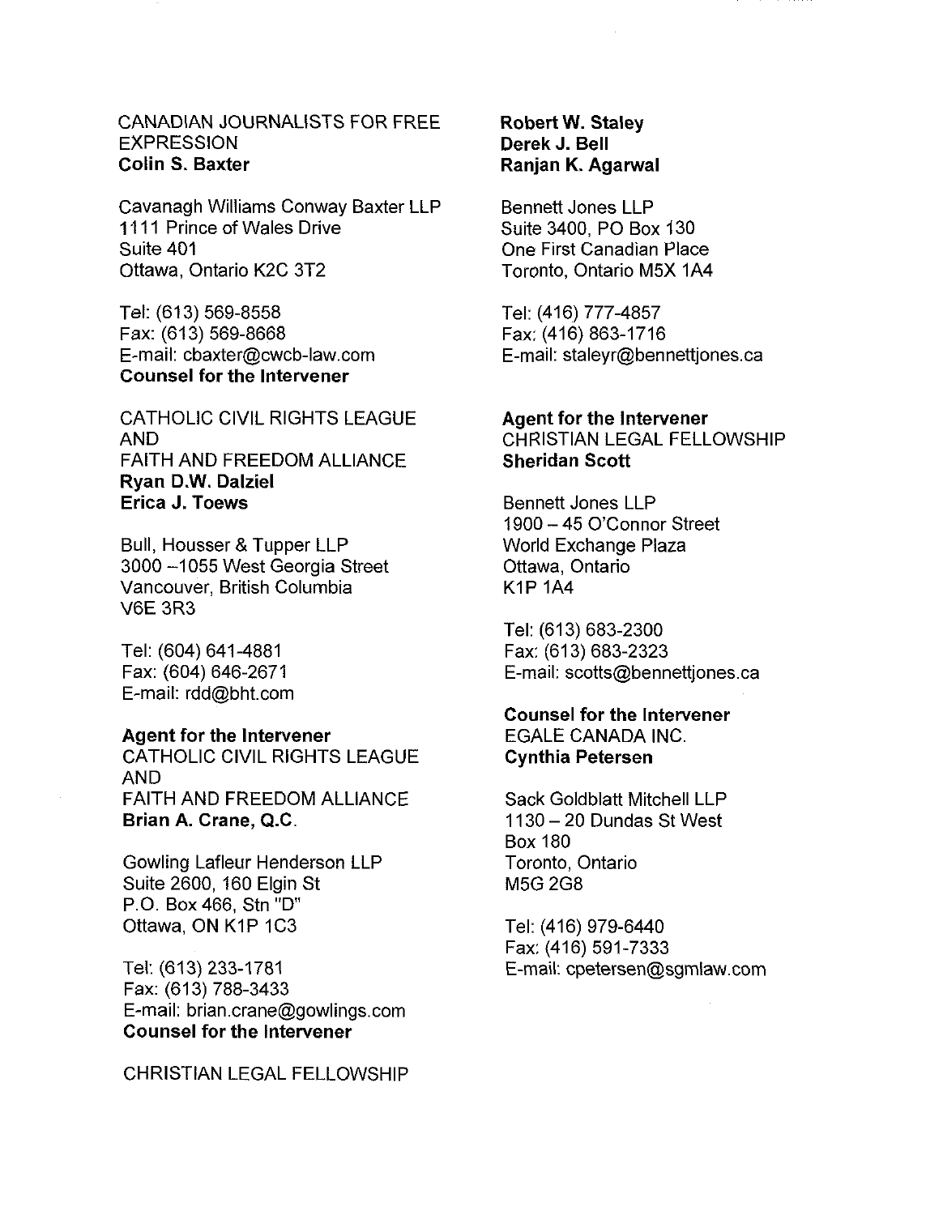CANADIAN JOURNALISTS FOR FREE EXPRESSION
**Colin S. Baxter**

Cavanagh Williams Conway Baxter LLP
1111 Prince of Wales Drive
Suite 401
Ottawa, Ontario K2C 3T2

Tel: (613) 569-8558
Fax: (613) 569-8668
E-mail: cbaxter@cwcb-law.com
**Counsel for the Intervener**

CATHOLIC CIVIL RIGHTS LEAGUE
AND
FAITH AND FREEDOM ALLIANCE
**Ryan D.W. Dalziel**
**Erica J. Toews**

Bull, Housser & Tupper LLP
3000 –1055 West Georgia Street
Vancouver, British Columbia
V6E 3R3

Tel: (604) 641-4881
Fax: (604) 646-2671
E-mail: rdd@bht.com

**Agent for the Intervener**
CATHOLIC CIVIL RIGHTS LEAGUE
AND
FAITH AND FREEDOM ALLIANCE
**Brian A. Crane, Q.C.**

Gowling Lafleur Henderson LLP
Suite 2600, 160 Elgin St
P.O. Box 466, Stn "D"
Ottawa, ON K1P 1C3

Tel: (613) 233-1781
Fax: (613) 788-3433
E-mail: brian.crane@gowlings.com
**Counsel for the Intervener**

CHRISTIAN LEGAL FELLOWSHIP
**Robert W. Staley**
**Derek J. Bell**
**Ranjan K. Agarwal**

Bennett Jones LLP
Suite 3400, PO Box 130
One First Canadian Place
Toronto, Ontario M5X 1A4

Tel: (416) 777-4857
Fax: (416) 863-1716
E-mail: staleyr@bennettjones.ca

**Agent for the Intervener**
CHRISTIAN LEGAL FELLOWSHIP
**Sheridan Scott**

Bennett Jones LLP
1900 – 45 O'Connor Street
World Exchange Plaza
Ottawa, Ontario
K1P 1A4

Tel: (613) 683-2300
Fax: (613) 683-2323
E-mail: scotts@bennettjones.ca

**Counsel for the Intervener**
EGALE CANADA INC.
**Cynthia Petersen**

Sack Goldblatt Mitchell LLP
1130 – 20 Dundas St West
Box 180
Toronto, Ontario
M5G 2G8

Tel: (416) 979-6440
Fax: (416) 591-7333
E-mail: cpetersen@sgmlaw.com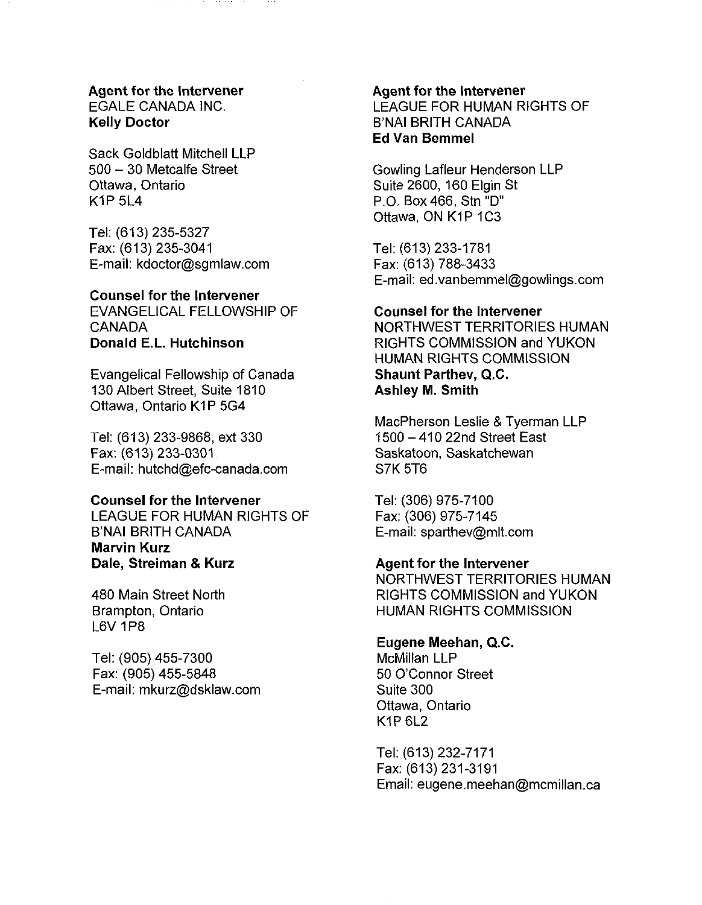**Agent for the Intervener**
EGALE CANADA INC.
**Kelly Doctor**

Sack Goldblatt Mitchell LLP
500 – 30 Metcalfe Street
Ottawa, Ontario
K1P 5L4

Tel: (613) 235-5327
Fax: (613) 235-3041
E-mail: kdoctor@sgmlaw.com

**Counsel for the Intervener**
EVANGELICAL FELLOWSHIP OF CANADA
**Donald E.L. Hutchinson**

Evangelical Fellowship of Canada
130 Albert Street, Suite 1810
Ottawa, Ontario K1P 5G4

Tel: (613) 233-9868, ext 330
Fax: (613) 233-0301
E-mail: hutchd@efc-canada.com

**Counsel for the Intervener**
LEAGUE FOR HUMAN RIGHTS OF B'NAI BRITH CANADA
**Marvin Kurz**
**Dale, Streiman & Kurz**

480 Main Street North
Brampton, Ontario
L6V 1P8

Tel: (905) 455-7300
Fax: (905) 455-5848
E-mail: mkurz@dsklaw.com

**Agent for the Intervener**
LEAGUE FOR HUMAN RIGHTS OF B'NAI BRITH CANADA
**Ed Van Bemmel**

Gowling Lafleur Henderson LLP
Suite 2600, 160 Elgin St
P.O. Box 466, Stn "D"
Ottawa, ON K1P 1C3

Tel: (613) 233-1781
Fax: (613) 788-3433
E-mail: ed.vanbemmel@gowlings.com

**Counsel for the Intervener**
NORTHWEST TERRITORIES HUMAN RIGHTS COMMISSION and YUKON HUMAN RIGHTS COMMISSION
**Shaunt Parthev, Q.C.**
**Ashley M. Smith**

MacPherson Leslie & Tyerman LLP
1500 – 410 22nd Street East
Saskatoon, Saskatchewan
S7K 5T6

Tel: (306) 975-7100
Fax: (306) 975-7145
E-mail: sparthev@mlt.com

**Agent for the Intervener**
NORTHWEST TERRITORIES HUMAN RIGHTS COMMISSION and YUKON HUMAN RIGHTS COMMISSION

**Eugene Meehan, Q.C.**
McMillan LLP
50 O'Connor Street
Suite 300
Ottawa, Ontario
K1P 6L2

Tel: (613) 232-7171
Fax: (613) 231-3191
Email: eugene.meehan@mcmillan.ca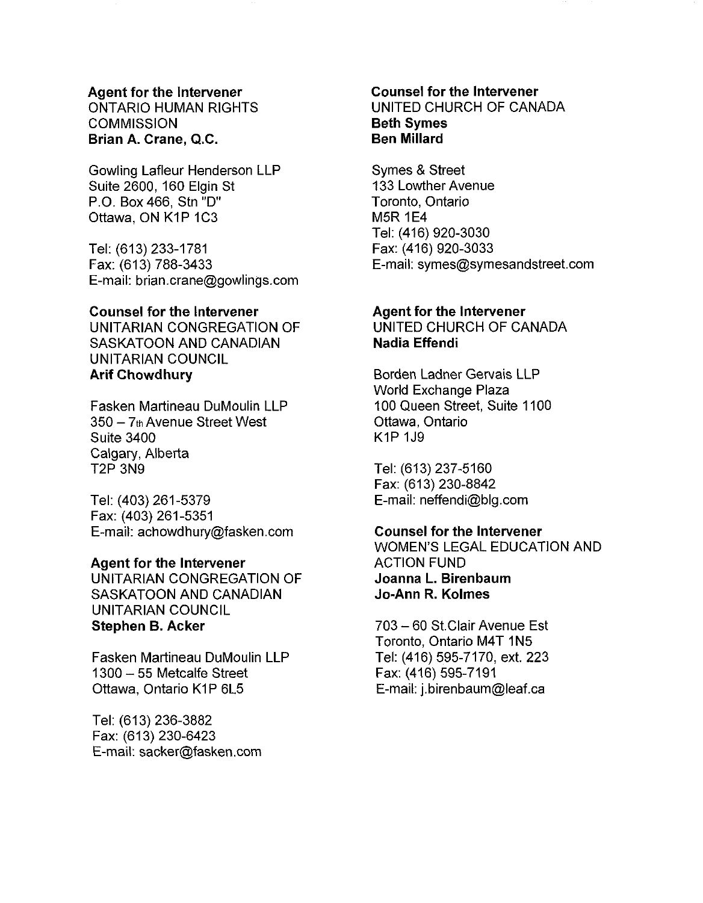**Agent for the Intervener**
ONTARIO HUMAN RIGHTS COMMISSION
**Brian A. Crane, Q.C.**

Gowling Lafleur Henderson LLP
Suite 2600, 160 Elgin St
P.O. Box 466, Stn "D"
Ottawa, ON K1P 1C3

Tel: (613) 233-1781
Fax: (613) 788-3433
E-mail: brian.crane@gowlings.com

**Counsel for the Intervener**
UNITARIAN CONGREGATION OF SASKATOON AND CANADIAN UNITARIAN COUNCIL
**Arif Chowdhury**

Fasken Martineau DuMoulin LLP
350 – 7th Avenue Street West
Suite 3400
Calgary, Alberta
T2P 3N9

Tel: (403) 261-5379
Fax: (403) 261-5351
E-mail: achowdhury@fasken.com

**Agent for the Intervener**
UNITARIAN CONGREGATION OF SASKATOON AND CANADIAN UNITARIAN COUNCIL
**Stephen B. Acker**

Fasken Martineau DuMoulin LLP
1300 – 55 Metcalfe Street
Ottawa, Ontario K1P 6L5

Tel: (613) 236-3882
Fax: (613) 230-6423
E-mail: sacker@fasken.com

**Counsel for the Intervener**
UNITED CHURCH OF CANADA
**Beth Symes**
**Ben Millard**

Symes & Street
133 Lowther Avenue
Toronto, Ontario
M5R 1E4
Tel: (416) 920-3030
Fax: (416) 920-3033
E-mail: symes@symesandstreet.com

**Agent for the Intervener**
UNITED CHURCH OF CANADA
**Nadia Effendi**

Borden Ladner Gervais LLP
World Exchange Plaza
100 Queen Street, Suite 1100
Ottawa, Ontario
K1P 1J9

Tel: (613) 237-5160
Fax: (613) 230-8842
E-mail: neffendi@blg.com

**Counsel for the Intervener**
WOMEN'S LEGAL EDUCATION AND ACTION FUND
**Joanna L. Birenbaum**
**Jo-Ann R. Kolmes**

703 – 60 St.Clair Avenue Est
Toronto, Ontario M4T 1N5
Tel: (416) 595-7170, ext. 223
Fax: (416) 595-7191
E-mail: j.birenbaum@leaf.ca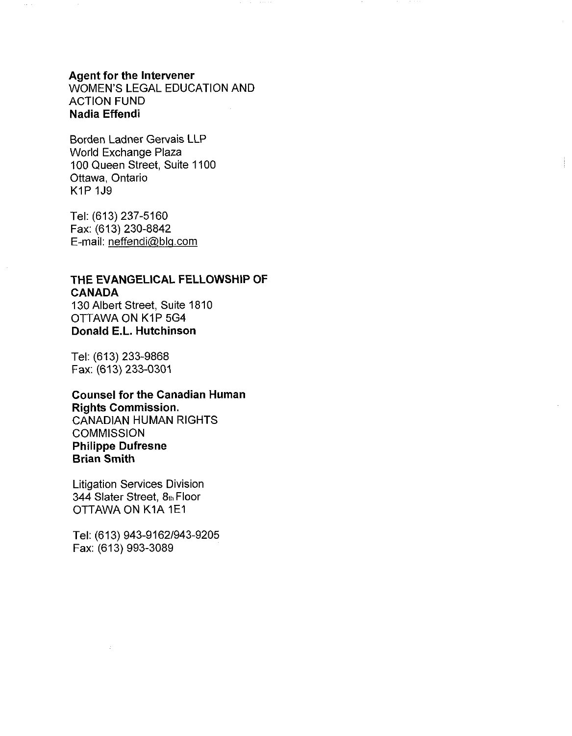**Agent for the Intervener**
WOMEN'S LEGAL EDUCATION AND ACTION FUND
**Nadia Effendi**

Borden Ladner Gervais LLP
World Exchange Plaza
100 Queen Street, Suite 1100
Ottawa, Ontario
K1P 1J9

Tel: (613) 237-5160
Fax: (613) 230-8842
E-mail: neffendi@blg.com

**THE EVANGELICAL FELLOWSHIP OF CANADA**
130 Albert Street, Suite 1810
OTTAWA ON K1P 5G4
**Donald E.L. Hutchinson**

Tel: (613) 233-9868
Fax: (613) 233-0301

**Counsel for the Canadian Human Rights Commission.**
CANADIAN HUMAN RIGHTS COMMISSION
**Philippe Dufresne**
**Brian Smith**

Litigation Services Division
344 Slater Street, 8th Floor
OTTAWA ON K1A 1E1

Tel: (613) 943-9162/943-9205
Fax: (613) 993-3089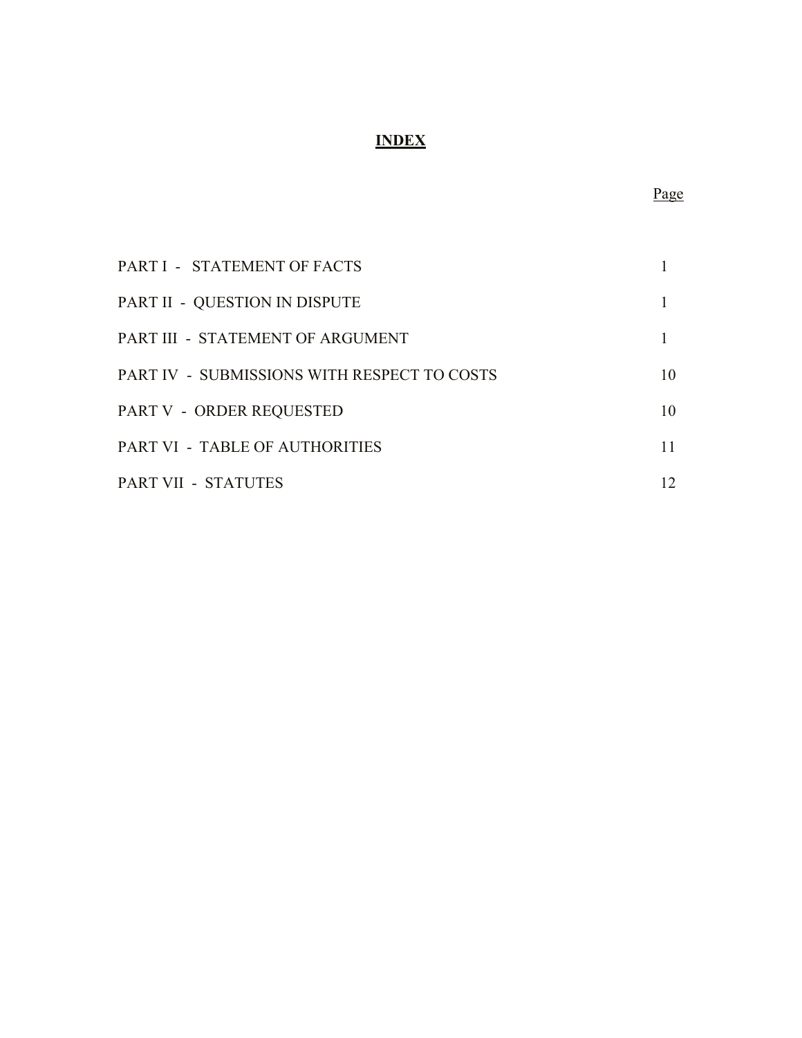# INDEX

| | Page |
|---|---|
| PART I - STATEMENT OF FACTS | 1 |
| PART II - QUESTION IN DISPUTE | 1 |
| PART III - STATEMENT OF ARGUMENT | 1 |
| PART IV - SUBMISSIONS WITH RESPECT TO COSTS | 10 |
| PART V - ORDER REQUESTED | 10 |
| PART VI - TABLE OF AUTHORITIES | 11 |
| PART VII - STATUTES | 12 |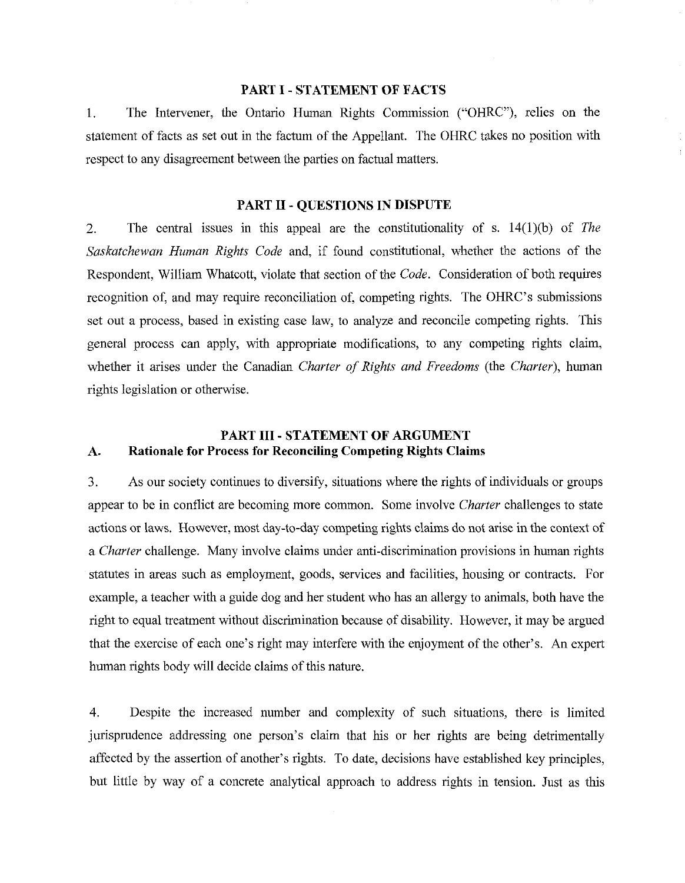## PART I - STATEMENT OF FACTS

1. The Intervener, the Ontario Human Rights Commission ("OHRC"), relies on the statement of facts as set out in the factum of the Appellant. The OHRC takes no position with respect to any disagreement between the parties on factual matters.

## PART II - QUESTIONS IN DISPUTE

2. The central issues in this appeal are the constitutionality of s. 14(1)(b) of *The Saskatchewan Human Rights Code* and, if found constitutional, whether the actions of the Respondent, William Whatcott, violate that section of the *Code*. Consideration of both requires recognition of, and may require reconciliation of, competing rights. The OHRC's submissions set out a process, based in existing case law, to analyze and reconcile competing rights. This general process can apply, with appropriate modifications, to any competing rights claim, whether it arises under the Canadian *Charter of Rights and Freedoms* (the *Charter*), human rights legislation or otherwise.

## PART III - STATEMENT OF ARGUMENT

### A. Rationale for Process for Reconciling Competing Rights Claims

3. As our society continues to diversify, situations where the rights of individuals or groups appear to be in conflict are becoming more common. Some involve *Charter* challenges to state actions or laws. However, most day-to-day competing rights claims do not arise in the context of a *Charter* challenge. Many involve claims under anti-discrimination provisions in human rights statutes in areas such as employment, goods, services and facilities, housing or contracts. For example, a teacher with a guide dog and her student who has an allergy to animals, both have the right to equal treatment without discrimination because of disability. However, it may be argued that the exercise of each one's right may interfere with the enjoyment of the other's. An expert human rights body will decide claims of this nature.

4. Despite the increased number and complexity of such situations, there is limited jurisprudence addressing one person's claim that his or her rights are being detrimentally affected by the assertion of another's rights. To date, decisions have established key principles, but little by way of a concrete analytical approach to address rights in tension. Just as this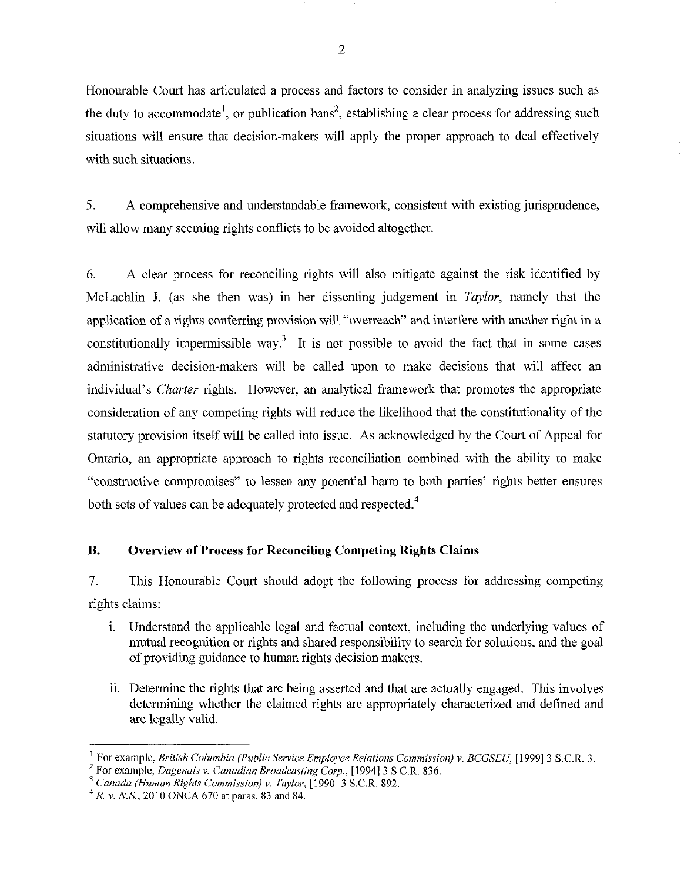Honourable Court has articulated a process and factors to consider in analyzing issues such as the duty to accommodate[1], or publication bans[2], establishing a clear process for addressing such situations will ensure that decision-makers will apply the proper approach to deal effectively with such situations.

5. A comprehensive and understandable framework, consistent with existing jurisprudence, will allow many seeming rights conflicts to be avoided altogether.

6. A clear process for reconciling rights will also mitigate against the risk identified by McLachlin J. (as she then was) in her dissenting judgement in *Taylor*, namely that the application of a rights conferring provision will "overreach" and interfere with another right in a constitutionally impermissible way.[3] It is not possible to avoid the fact that in some cases administrative decision-makers will be called upon to make decisions that will affect an individual's *Charter* rights. However, an analytical framework that promotes the appropriate consideration of any competing rights will reduce the likelihood that the constitutionality of the statutory provision itself will be called into issue. As acknowledged by the Court of Appeal for Ontario, an appropriate approach to rights reconciliation combined with the ability to make "constructive compromises" to lessen any potential harm to both parties' rights better ensures both sets of values can be adequately protected and respected.[4]

## B. Overview of Process for Reconciling Competing Rights Claims

7. This Honourable Court should adopt the following process for addressing competing rights claims:

i. Understand the applicable legal and factual context, including the underlying values of mutual recognition or rights and shared responsibility to search for solutions, and the goal of providing guidance to human rights decision makers.

ii. Determine the rights that are being asserted and that are actually engaged. This involves determining whether the claimed rights are appropriately characterized and defined and are legally valid.

---

[1] For example, *British Columbia (Public Service Employee Relations Commission) v. BCGSEU*, [1999] 3 S.C.R. 3.

[2] For example, *Dagenais v. Canadian Broadcasting Corp.*, [1994] 3 S.C.R. 836.

[3] *Canada (Human Rights Commission) v. Taylor*, [1990] 3 S.C.R. 892.

[4] *R. v. N.S.*, 2010 ONCA 670 at paras. 83 and 84.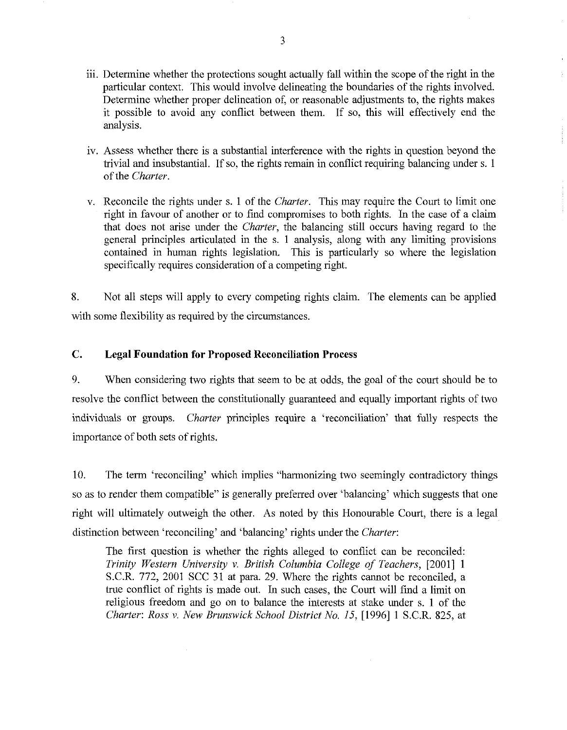iii. Determine whether the protections sought actually fall within the scope of the right in the particular context. This would involve delineating the boundaries of the rights involved. Determine whether proper delineation of, or reasonable adjustments to, the rights makes it possible to avoid any conflict between them. If so, this will effectively end the analysis.

iv. Assess whether there is a substantial interference with the rights in question beyond the trivial and insubstantial. If so, the rights remain in conflict requiring balancing under s. 1 of the *Charter*.

v. Reconcile the rights under s. 1 of the *Charter*. This may require the Court to limit one right in favour of another or to find compromises to both rights. In the case of a claim that does not arise under the *Charter*, the balancing still occurs having regard to the general principles articulated in the s. 1 analysis, along with any limiting provisions contained in human rights legislation. This is particularly so where the legislation specifically requires consideration of a competing right.

8. Not all steps will apply to every competing rights claim. The elements can be applied with some flexibility as required by the circumstances.

## C. Legal Foundation for Proposed Reconciliation Process

9. When considering two rights that seem to be at odds, the goal of the court should be to resolve the conflict between the constitutionally guaranteed and equally important rights of two individuals or groups. *Charter* principles require a 'reconciliation' that fully respects the importance of both sets of rights.

10. The term 'reconciling' which implies "harmonizing two seemingly contradictory things so as to render them compatible" is generally preferred over 'balancing' which suggests that one right will ultimately outweigh the other. As noted by this Honourable Court, there is a legal distinction between 'reconciling' and 'balancing' rights under the *Charter*:

> The first question is whether the rights alleged to conflict can be reconciled: *Trinity Western University v. British Columbia College of Teachers*, [2001] 1 S.C.R. 772, 2001 SCC 31 at para. 29. Where the rights cannot be reconciled, a true conflict of rights is made out. In such cases, the Court will find a limit on religious freedom and go on to balance the interests at stake under s. 1 of the *Charter*: *Ross v. New Brunswick School District No. 15*, [1996] 1 S.C.R. 825, at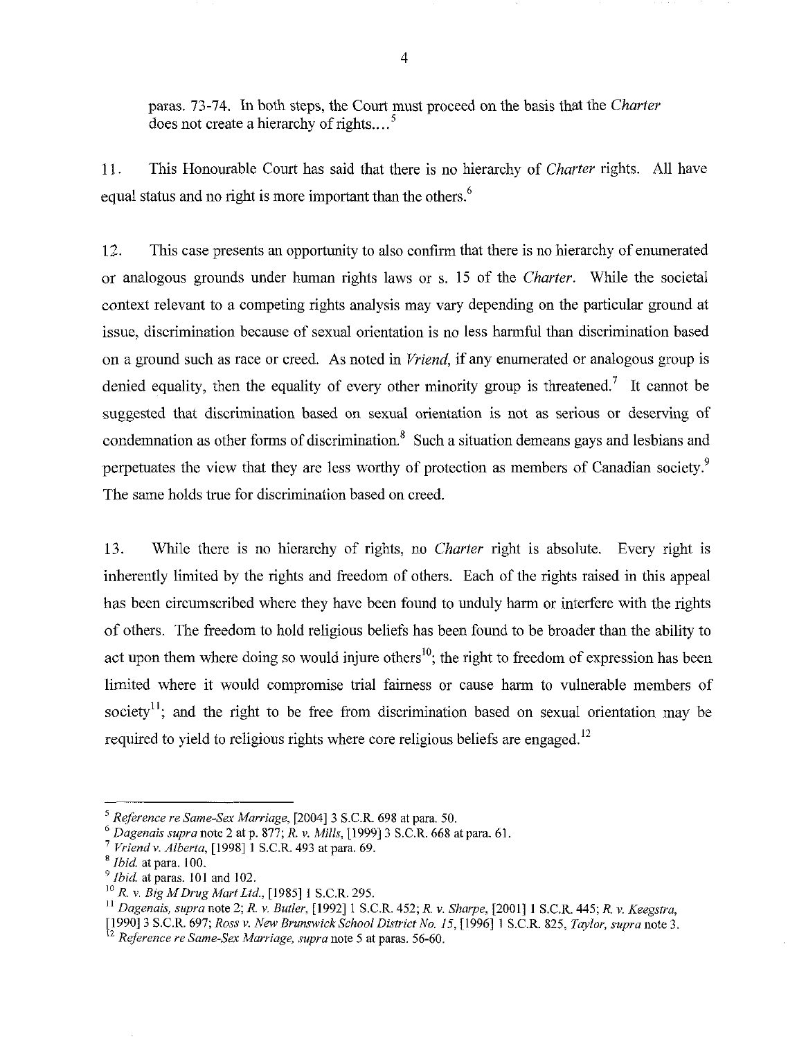paras. 73-74. In both steps, the Court must proceed on the basis that the *Charter* does not create a hierarchy of rights....[5]

11. This Honourable Court has said that there is no hierarchy of *Charter* rights. All have equal status and no right is more important than the others.[6]

12. This case presents an opportunity to also confirm that there is no hierarchy of enumerated or analogous grounds under human rights laws or s. 15 of the *Charter*. While the societal context relevant to a competing rights analysis may vary depending on the particular ground at issue, discrimination because of sexual orientation is no less harmful than discrimination based on a ground such as race or creed. As noted in *Vriend*, if any enumerated or analogous group is denied equality, then the equality of every other minority group is threatened.[7] It cannot be suggested that discrimination based on sexual orientation is not as serious or deserving of condemnation as other forms of discrimination.[8] Such a situation demeans gays and lesbians and perpetuates the view that they are less worthy of protection as members of Canadian society.[9] The same holds true for discrimination based on creed.

13. While there is no hierarchy of rights, no *Charter* right is absolute. Every right is inherently limited by the rights and freedom of others. Each of the rights raised in this appeal has been circumscribed where they have been found to unduly harm or interfere with the rights of others. The freedom to hold religious beliefs has been found to be broader than the ability to act upon them where doing so would injure others[10]; the right to freedom of expression has been limited where it would compromise trial fairness or cause harm to vulnerable members of society[11]; and the right to be free from discrimination based on sexual orientation may be required to yield to religious rights where core religious beliefs are engaged.[12]

---

[5] *Reference re Same-Sex Marriage*, [2004] 3 S.C.R. 698 at para. 50.

[6] *Dagenais supra* note 2 at p. 877; *R. v. Mills*, [1999] 3 S.C.R. 668 at para. 61.

[7] *Vriend v. Alberta*, [1998] 1 S.C.R. 493 at para. 69.

[8] *Ibid.* at para. 100.

[9] *Ibid.* at paras. 101 and 102.

[10] *R. v. Big M Drug Mart Ltd.*, [1985] 1 S.C.R. 295.

[11] *Dagenais, supra* note 2; *R. v. Butler*, [1992] 1 S.C.R. 452; *R. v. Sharpe*, [2001] 1 S.C.R. 445; *R. v. Keegstra*, [1990] 3 S.C.R. 697; *Ross v. New Brunswick School District No. 15*, [1996] 1 S.C.R. 825, *Taylor, supra* note 3.

[12] *Reference re Same-Sex Marriage, supra* note 5 at paras. 56-60.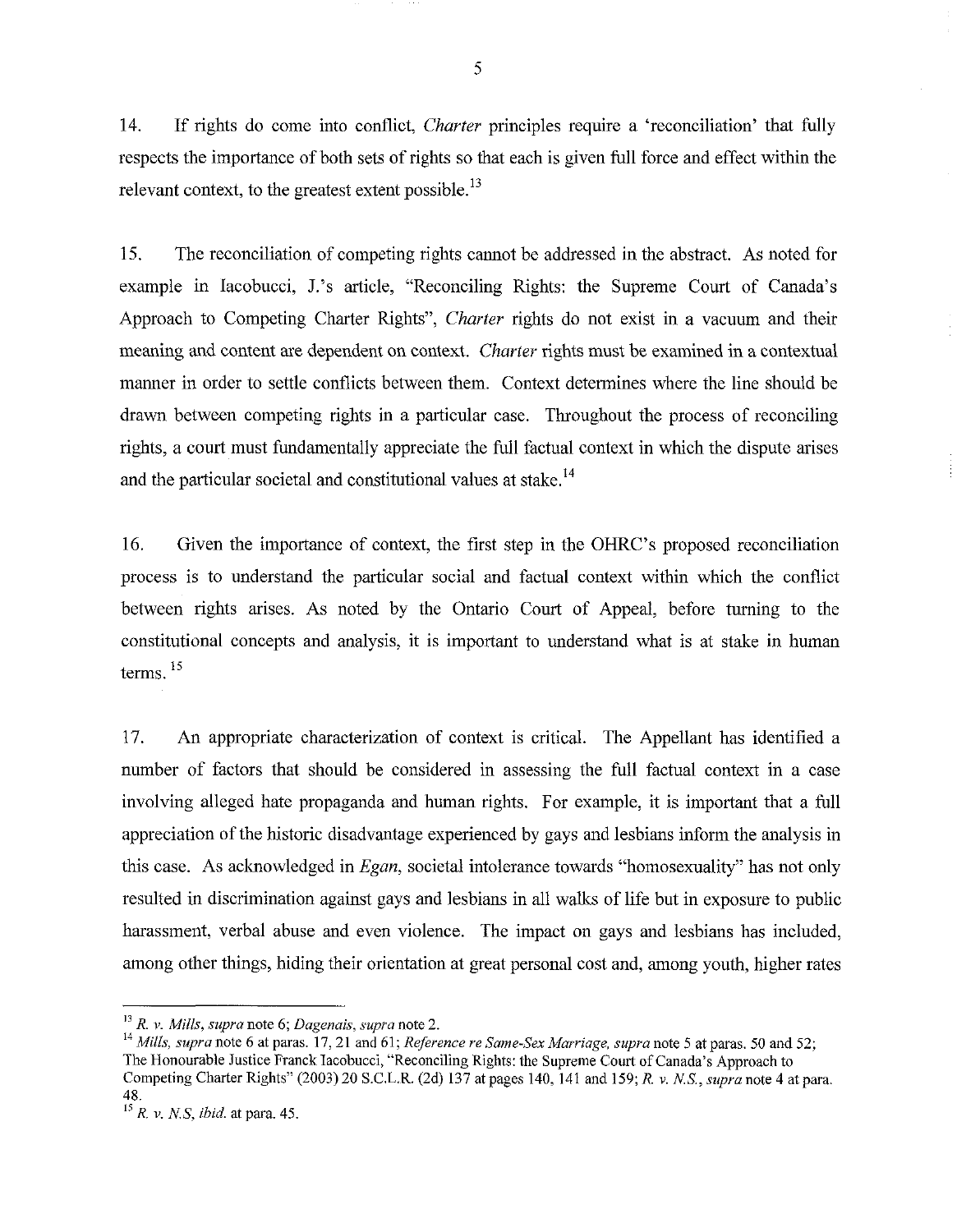14. If rights do come into conflict, *Charter* principles require a 'reconciliation' that fully respects the importance of both sets of rights so that each is given full force and effect within the relevant context, to the greatest extent possible.[13]

15. The reconciliation of competing rights cannot be addressed in the abstract. As noted for example in Iacobucci, J.'s article, "Reconciling Rights: the Supreme Court of Canada's Approach to Competing Charter Rights", *Charter* rights do not exist in a vacuum and their meaning and content are dependent on context. *Charter* rights must be examined in a contextual manner in order to settle conflicts between them. Context determines where the line should be drawn between competing rights in a particular case. Throughout the process of reconciling rights, a court must fundamentally appreciate the full factual context in which the dispute arises and the particular societal and constitutional values at stake.[14]

16. Given the importance of context, the first step in the OHRC's proposed reconciliation process is to understand the particular social and factual context within which the conflict between rights arises. As noted by the Ontario Court of Appeal, before turning to the constitutional concepts and analysis, it is important to understand what is at stake in human terms.[15]

17. An appropriate characterization of context is critical. The Appellant has identified a number of factors that should be considered in assessing the full factual context in a case involving alleged hate propaganda and human rights. For example, it is important that a full appreciation of the historic disadvantage experienced by gays and lesbians inform the analysis in this case. As acknowledged in *Egan*, societal intolerance towards "homosexuality" has not only resulted in discrimination against gays and lesbians in all walks of life but in exposure to public harassment, verbal abuse and even violence. The impact on gays and lesbians has included, among other things, hiding their orientation at great personal cost and, among youth, higher rates

---

[13] *R. v. Mills*, *supra* note 6; *Dagenais*, *supra* note 2.

[14] *Mills*, *supra* note 6 at paras. 17, 21 and 61; *Reference re Same-Sex Marriage*, *supra* note 5 at paras. 50 and 52; The Honourable Justice Franck Iacobucci, "Reconciling Rights: the Supreme Court of Canada's Approach to Competing Charter Rights" (2003) 20 S.C.L.R. (2d) 137 at pages 140, 141 and 159; *R. v. N.S.*, *supra* note 4 at para. 48.

[15] *R. v. N.S*, *ibid.* at para. 45.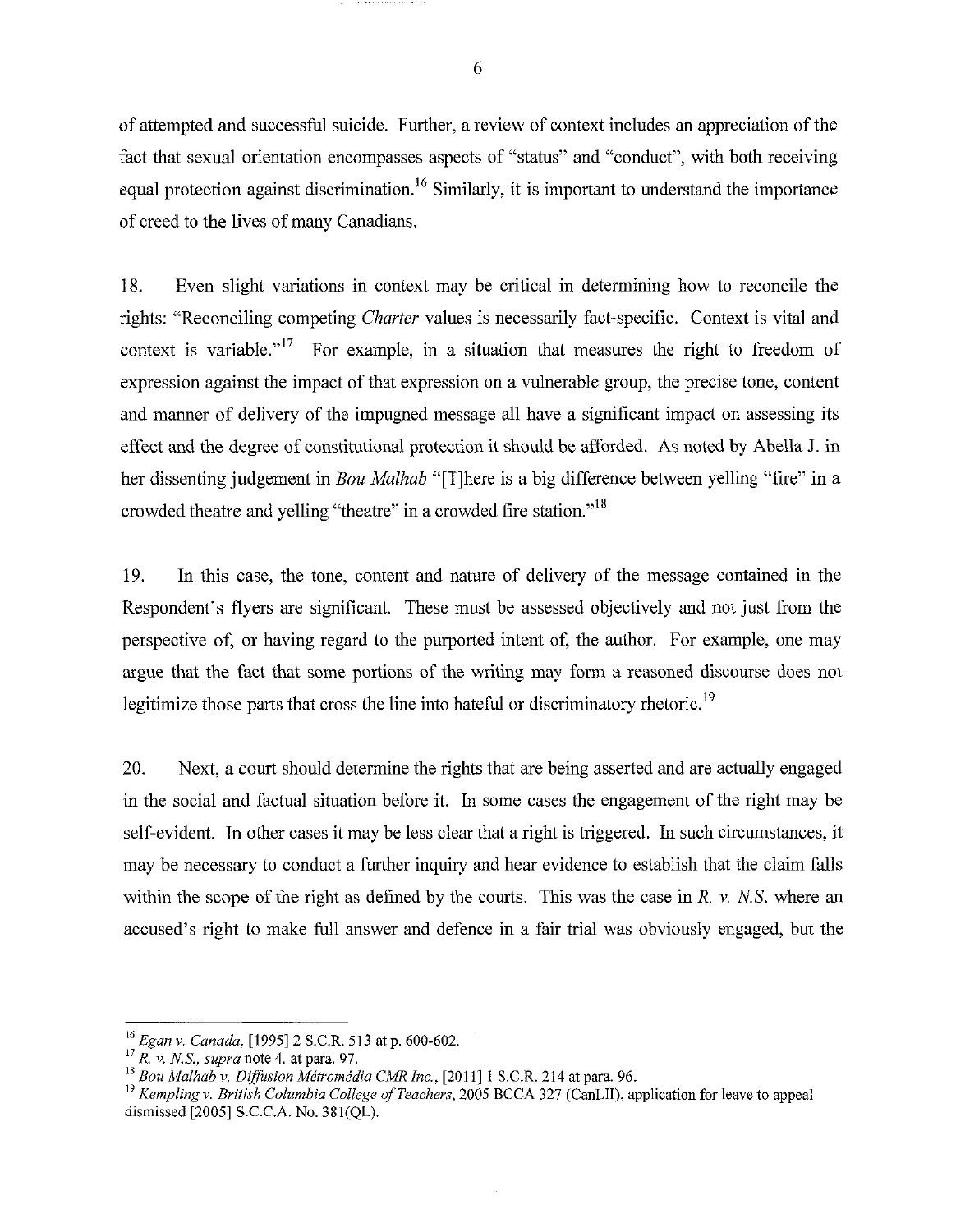of attempted and successful suicide. Further, a review of context includes an appreciation of the fact that sexual orientation encompasses aspects of "status" and "conduct", with both receiving equal protection against discrimination.[16] Similarly, it is important to understand the importance of creed to the lives of many Canadians.

18. Even slight variations in context may be critical in determining how to reconcile the rights: "Reconciling competing *Charter* values is necessarily fact-specific. Context is vital and context is variable."[17] For example, in a situation that measures the right to freedom of expression against the impact of that expression on a vulnerable group, the precise tone, content and manner of delivery of the impugned message all have a significant impact on assessing its effect and the degree of constitutional protection it should be afforded. As noted by Abella J. in her dissenting judgement in *Bou Malhab* "[T]here is a big difference between yelling "fire" in a crowded theatre and yelling "theatre" in a crowded fire station."[18]

19. In this case, the tone, content and nature of delivery of the message contained in the Respondent's flyers are significant. These must be assessed objectively and not just from the perspective of, or having regard to the purported intent of, the author. For example, one may argue that the fact that some portions of the writing may form a reasoned discourse does not legitimize those parts that cross the line into hateful or discriminatory rhetoric.[19]

20. Next, a court should determine the rights that are being asserted and are actually engaged in the social and factual situation before it. In some cases the engagement of the right may be self-evident. In other cases it may be less clear that a right is triggered. In such circumstances, it may be necessary to conduct a further inquiry and hear evidence to establish that the claim falls within the scope of the right as defined by the courts. This was the case in *R. v. N.S.* where an accused's right to make full answer and defence in a fair trial was obviously engaged, but the

---

[16] *Egan v. Canada*, [1995] 2 S.C.R. 513 at p. 600-602.

[17] *R. v. N.S., supra* note 4. at para. 97.

[18] *Bou Malhab v. Diffusion Métromédia CMR Inc.*, [2011] 1 S.C.R. 214 at para. 96.

[19] *Kempling v. British Columbia College of Teachers*, 2005 BCCA 327 (CanLII), application for leave to appeal dismissed [2005] S.C.C.A. No. 381(QL).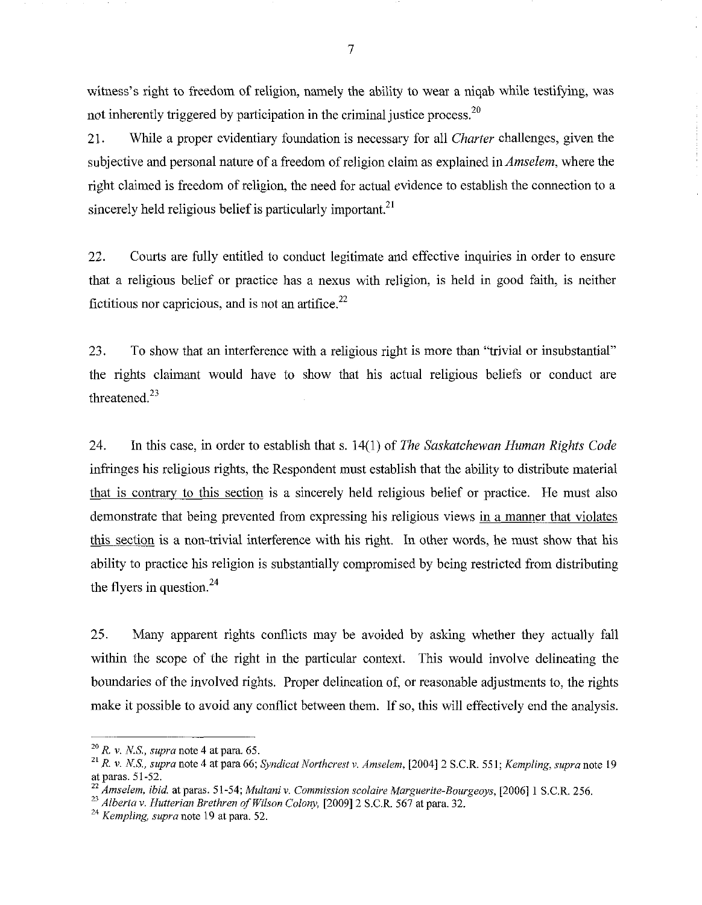witness's right to freedom of religion, namely the ability to wear a niqab while testifying, was not inherently triggered by participation in the criminal justice process.[20]

21. While a proper evidentiary foundation is necessary for all *Charter* challenges, given the subjective and personal nature of a freedom of religion claim as explained in *Amselem*, where the right claimed is freedom of religion, the need for actual evidence to establish the connection to a sincerely held religious belief is particularly important.[21]

22. Courts are fully entitled to conduct legitimate and effective inquiries in order to ensure that a religious belief or practice has a nexus with religion, is held in good faith, is neither fictitious nor capricious, and is not an artifice.[22]

23. To show that an interference with a religious right is more than "trivial or insubstantial" the rights claimant would have to show that his actual religious beliefs or conduct are threatened.[23]

24. In this case, in order to establish that s. 14(1) of *The Saskatchewan Human Rights Code* infringes his religious rights, the Respondent must establish that the ability to distribute material <u>that is contrary to this section</u> is a sincerely held religious belief or practice. He must also demonstrate that being prevented from expressing his religious views <u>in a manner that violates this section</u> is a non-trivial interference with his right. In other words, he must show that his ability to practice his religion is substantially compromised by being restricted from distributing the flyers in question.[24]

25. Many apparent rights conflicts may be avoided by asking whether they actually fall within the scope of the right in the particular context. This would involve delineating the boundaries of the involved rights. Proper delineation of, or reasonable adjustments to, the rights make it possible to avoid any conflict between them. If so, this will effectively end the analysis.

---

[20] *R. v. N.S., supra* note 4 at para. 65.

[21] *R. v. N.S., supra* note 4 at para 66; *Syndicat Northcrest v. Amselem*, [2004] 2 S.C.R. 551; *Kempling, supra* note 19 at paras. 51-52.

[22] *Amselem, ibid.* at paras. 51-54; *Multani v. Commission scolaire Marguerite-Bourgeoys*, [2006] 1 S.C.R. 256.

[23] *Alberta v. Hutterian Brethren of Wilson Colony*, [2009] 2 S.C.R. 567 at para. 32.

[24] *Kempling, supra* note 19 at para. 52.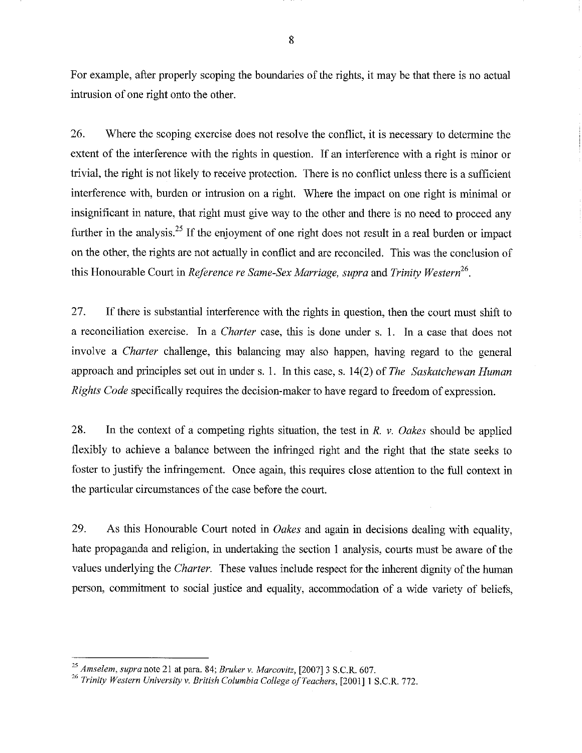For example, after properly scoping the boundaries of the rights, it may be that there is no actual intrusion of one right onto the other.

26. Where the scoping exercise does not resolve the conflict, it is necessary to determine the extent of the interference with the rights in question. If an interference with a right is minor or trivial, the right is not likely to receive protection. There is no conflict unless there is a sufficient interference with, burden or intrusion on a right. Where the impact on one right is minimal or insignificant in nature, that right must give way to the other and there is no need to proceed any further in the analysis.[25] If the enjoyment of one right does not result in a real burden or impact on the other, the rights are not actually in conflict and are reconciled. This was the conclusion of this Honourable Court in *Reference re Same-Sex Marriage, supra* and *Trinity Western*[26].

27. If there is substantial interference with the rights in question, then the court must shift to a reconciliation exercise. In a *Charter* case, this is done under s. 1. In a case that does not involve a *Charter* challenge, this balancing may also happen, having regard to the general approach and principles set out in under s. 1. In this case, s. 14(2) of *The Saskatchewan Human Rights Code* specifically requires the decision-maker to have regard to freedom of expression.

28. In the context of a competing rights situation, the test in *R. v. Oakes* should be applied flexibly to achieve a balance between the infringed right and the right that the state seeks to foster to justify the infringement. Once again, this requires close attention to the full context in the particular circumstances of the case before the court.

29. As this Honourable Court noted in *Oakes* and again in decisions dealing with equality, hate propaganda and religion, in undertaking the section 1 analysis, courts must be aware of the values underlying the *Charter*. These values include respect for the inherent dignity of the human person, commitment to social justice and equality, accommodation of a wide variety of beliefs,

---

[25] *Amselem, supra* note 21 at para. 84; *Bruker v. Marcovitz*, [2007] 3 S.C.R. 607.

[26] *Trinity Western University v. British Columbia College of Teachers*, [2001] 1 S.C.R. 772.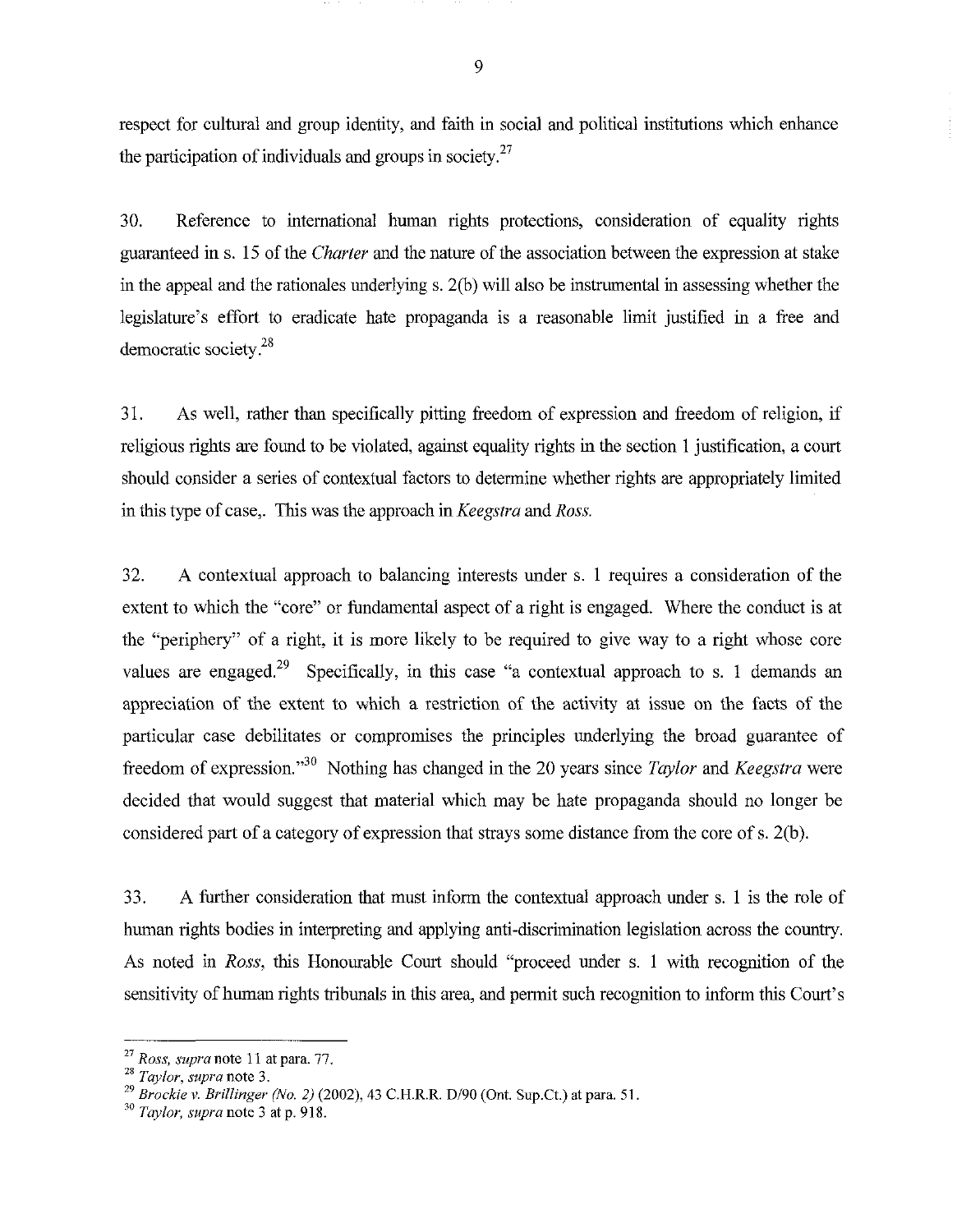respect for cultural and group identity, and faith in social and political institutions which enhance the participation of individuals and groups in society.[27]

30. Reference to international human rights protections, consideration of equality rights guaranteed in s. 15 of the *Charter* and the nature of the association between the expression at stake in the appeal and the rationales underlying s. 2(b) will also be instrumental in assessing whether the legislature's effort to eradicate hate propaganda is a reasonable limit justified in a free and democratic society.[28]

31. As well, rather than specifically pitting freedom of expression and freedom of religion, if religious rights are found to be violated, against equality rights in the section 1 justification, a court should consider a series of contextual factors to determine whether rights are appropriately limited in this type of case,. This was the approach in *Keegstra* and *Ross.*

32. A contextual approach to balancing interests under s. 1 requires a consideration of the extent to which the "core" or fundamental aspect of a right is engaged. Where the conduct is at the "periphery" of a right, it is more likely to be required to give way to a right whose core values are engaged.[29] Specifically, in this case "a contextual approach to s. 1 demands an appreciation of the extent to which a restriction of the activity at issue on the facts of the particular case debilitates or compromises the principles underlying the broad guarantee of freedom of expression."[30] Nothing has changed in the 20 years since *Taylor* and *Keegstra* were decided that would suggest that material which may be hate propaganda should no longer be considered part of a category of expression that strays some distance from the core of s. 2(b).

33. A further consideration that must inform the contextual approach under s. 1 is the role of human rights bodies in interpreting and applying anti-discrimination legislation across the country. As noted in *Ross*, this Honourable Court should "proceed under s. 1 with recognition of the sensitivity of human rights tribunals in this area, and permit such recognition to inform this Court's

---

[27] *Ross, supra* note 11 at para. 77.

[28] *Taylor, supra* note 3.

[29] *Brockie v. Brillinger (No. 2)* (2002), 43 C.H.R.R. D/90 (Ont. Sup.Ct.) at para. 51.

[30] *Taylor, supra* note 3 at p. 918.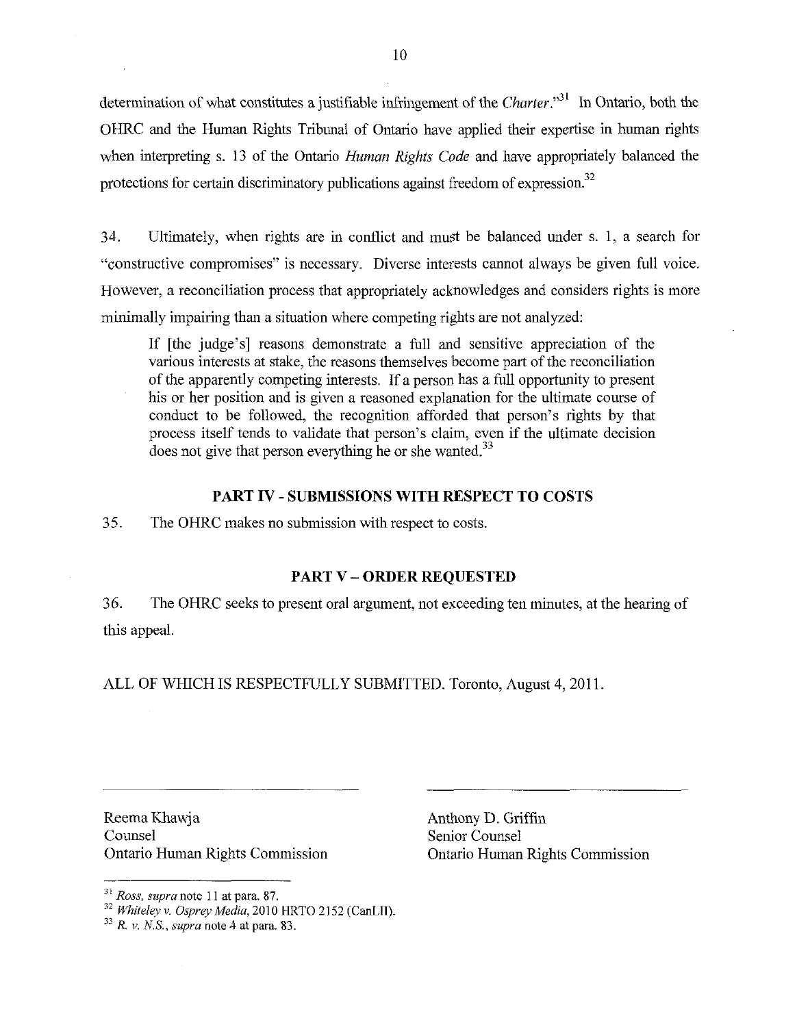determination of what constitutes a justifiable infringement of the *Charter*."[31] In Ontario, both the OHRC and the Human Rights Tribunal of Ontario have applied their expertise in human rights when interpreting s. 13 of the Ontario *Human Rights Code* and have appropriately balanced the protections for certain discriminatory publications against freedom of expression.[32]

34. Ultimately, when rights are in conflict and must be balanced under s. 1, a search for "constructive compromises" is necessary. Diverse interests cannot always be given full voice. However, a reconciliation process that appropriately acknowledges and considers rights is more minimally impairing than a situation where competing rights are not analyzed:

> If [the judge's] reasons demonstrate a full and sensitive appreciation of the various interests at stake, the reasons themselves become part of the reconciliation of the apparently competing interests. If a person has a full opportunity to present his or her position and is given a reasoned explanation for the ultimate course of conduct to be followed, the recognition afforded that person's rights by that process itself tends to validate that person's claim, even if the ultimate decision does not give that person everything he or she wanted.[33]

## PART IV - SUBMISSIONS WITH RESPECT TO COSTS

35. The OHRC makes no submission with respect to costs.

## PART V – ORDER REQUESTED

36. The OHRC seeks to present oral argument, not exceeding ten minutes, at the hearing of this appeal.

ALL OF WHICH IS RESPECTFULLY SUBMITTED. Toronto, August 4, 2011.

| | |
|---|---|
| Reema Khawja<br>Counsel<br>Ontario Human Rights Commission | Anthony D. Griffin<br>Senior Counsel<br>Ontario Human Rights Commission |

---

[31] *Ross, supra* note 11 at para. 87.

[32] *Whiteley v. Osprey Media*, 2010 HRTO 2152 (CanLII).

[33] *R. v. N.S., supra* note 4 at para. 83.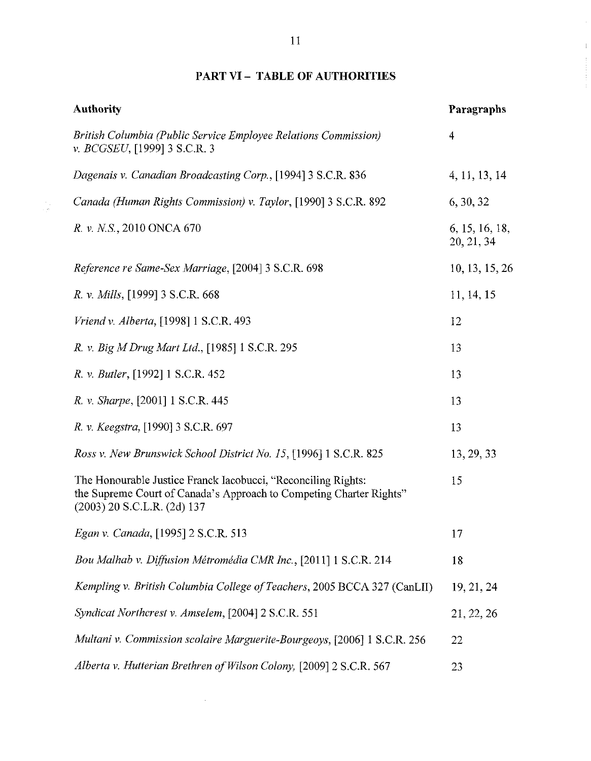# PART VI – TABLE OF AUTHORITIES

| Authority | Paragraphs |
| --- | --- |
| *British Columbia (Public Service Employee Relations Commission) v. BCGSEU*, [1999] 3 S.C.R. 3 | 4 |
| *Dagenais v. Canadian Broadcasting Corp.*, [1994] 3 S.C.R. 836 | 4, 11, 13, 14 |
| *Canada (Human Rights Commission) v. Taylor*, [1990] 3 S.C.R. 892 | 6, 30, 32 |
| *R. v. N.S.*, 2010 ONCA 670 | 6, 15, 16, 18, 20, 21, 34 |
| *Reference re Same-Sex Marriage*, [2004] 3 S.C.R. 698 | 10, 13, 15, 26 |
| *R. v. Mills*, [1999] 3 S.C.R. 668 | 11, 14, 15 |
| *Vriend v. Alberta*, [1998] 1 S.C.R. 493 | 12 |
| *R. v. Big M Drug Mart Ltd.*, [1985] 1 S.C.R. 295 | 13 |
| *R. v. Butler*, [1992] 1 S.C.R. 452 | 13 |
| *R. v. Sharpe*, [2001] 1 S.C.R. 445 | 13 |
| *R. v. Keegstra*, [1990] 3 S.C.R. 697 | 13 |
| *Ross v. New Brunswick School District No. 15*, [1996] 1 S.C.R. 825 | 13, 29, 33 |
| The Honourable Justice Franck Iacobucci, "Reconciling Rights: the Supreme Court of Canada's Approach to Competing Charter Rights" (2003) 20 S.C.L.R. (2d) 137 | 15 |
| *Egan v. Canada*, [1995] 2 S.C.R. 513 | 17 |
| *Bou Malhab v. Diffusion Métromédia CMR Inc.*, [2011] 1 S.C.R. 214 | 18 |
| *Kempling v. British Columbia College of Teachers*, 2005 BCCA 327 (CanLII) | 19, 21, 24 |
| *Syndicat Northcrest v. Amselem*, [2004] 2 S.C.R. 551 | 21, 22, 26 |
| *Multani v. Commission scolaire Marguerite-Bourgeoys*, [2006] 1 S.C.R. 256 | 22 |
| *Alberta v. Hutterian Brethren of Wilson Colony*, [2009] 2 S.C.R. 567 | 23 |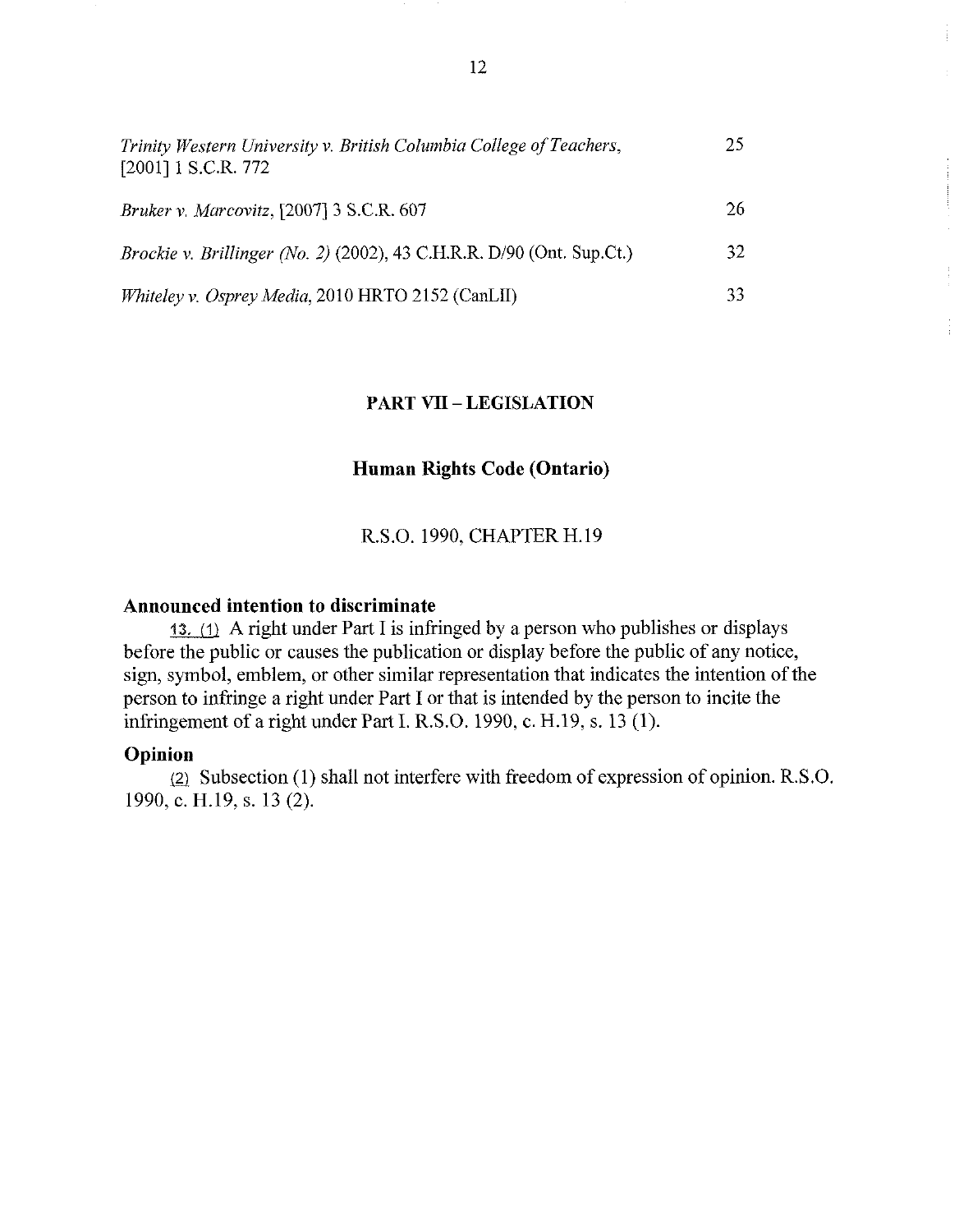| | |
|---|---|
| *Trinity Western University v. British Columbia College of Teachers*, [2001] 1 S.C.R. 772 | 25 |
| *Bruker v. Marcovitz*, [2007] 3 S.C.R. 607 | 26 |
| *Brockie v. Brillinger (No. 2)* (2002), 43 C.H.R.R. D/90 (Ont. Sup.Ct.) | 32 |
| *Whiteley v. Osprey Media*, 2010 HRTO 2152 (CanLII) | 33 |

## PART VII – LEGISLATION

### Human Rights Code (Ontario)

R.S.O. 1990, CHAPTER H.19

**Announced intention to discriminate**

13. (1) A right under Part I is infringed by a person who publishes or displays before the public or causes the publication or display before the public of any notice, sign, symbol, emblem, or other similar representation that indicates the intention of the person to infringe a right under Part I or that is intended by the person to incite the infringement of a right under Part I. R.S.O. 1990, c. H.19, s. 13 (1).

**Opinion**

(2) Subsection (1) shall not interfere with freedom of expression of opinion. R.S.O. 1990, c. H.19, s. 13 (2).